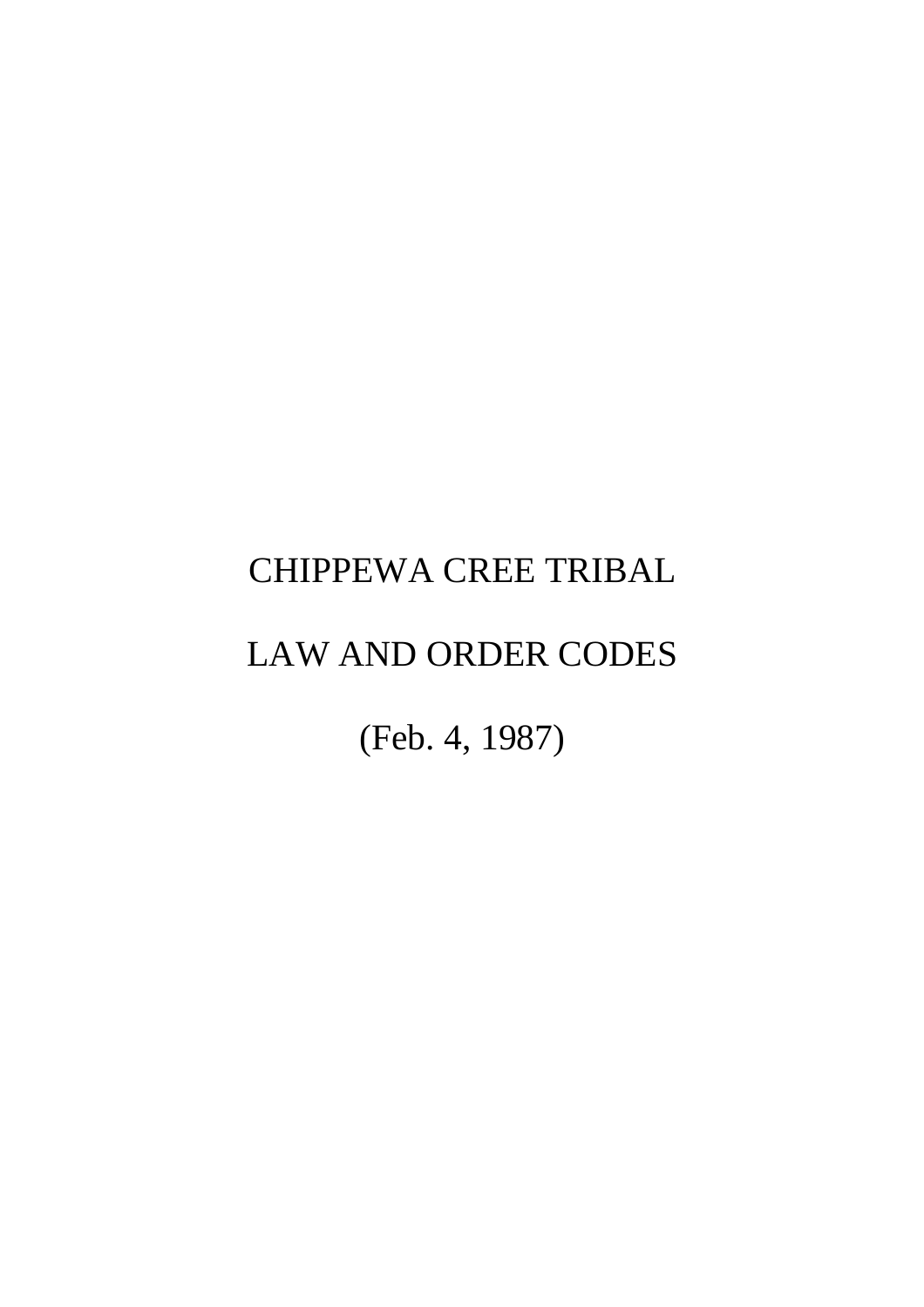# CHIPPEWA CREE TRIBAL

# LAW AND ORDER CODES

(Feb. 4, 1987)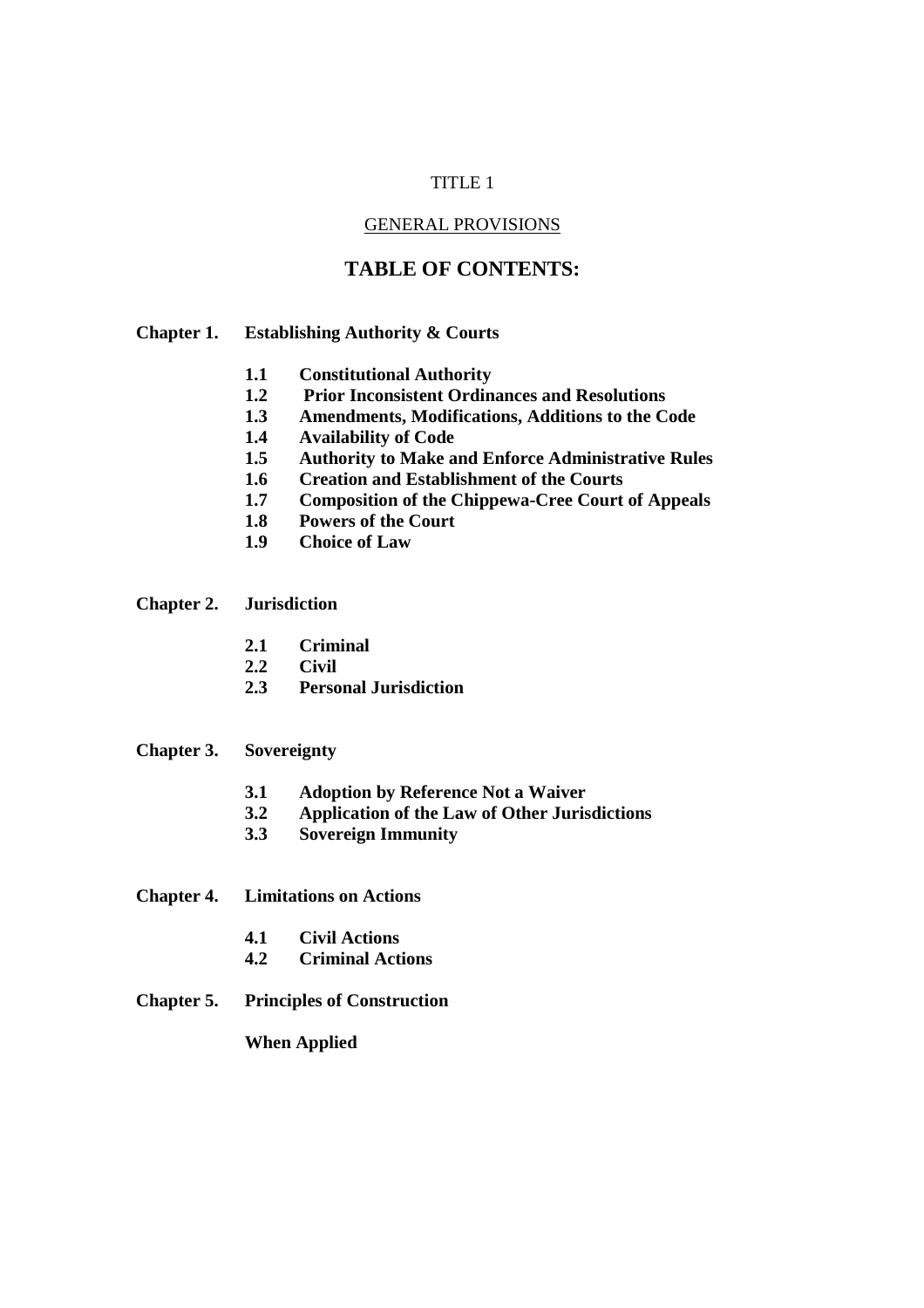# TITLE 1

## GENERAL PROVISIONS

## TABLE OF CONTENTS:

**Chapter 1. Establishing Authority & Courts**

- **1.1 Constitutional Authority**
- **1.2 Prior Inconsistent Ordinances and Resolutions**
- **1.3 Amendments, Modifications, Additions to the Code**
- **1.4 Availability of Code**
- **1.5 Authority to Make and Enforce Administrative Rules**
- **1.6 Creation and Establishment of the Courts**
- **1.7 Composition of the Chippewa-Cree Court of Appeals**
- **1.8 Powers of the Court**
- **1.9 Choice of Law**

**Chapter 2. Jurisdiction**

- **2.1 Criminal**
- **2.2 Civil**
- **2.3 Personal Jurisdiction**

**Chapter 3. Sovereignty**

- **3.1 Adoption by Reference Not a Waiver**
- **3.2 Application of the Law of Other Jurisdictions**
- **3.3 Sovereign Immunity**

**Chapter 4. Limitations on Actions**

- **4.1 Civil Actions**
- **4.2 Criminal Actions**

**Chapter 5. Principles of Construction**

**When Applied**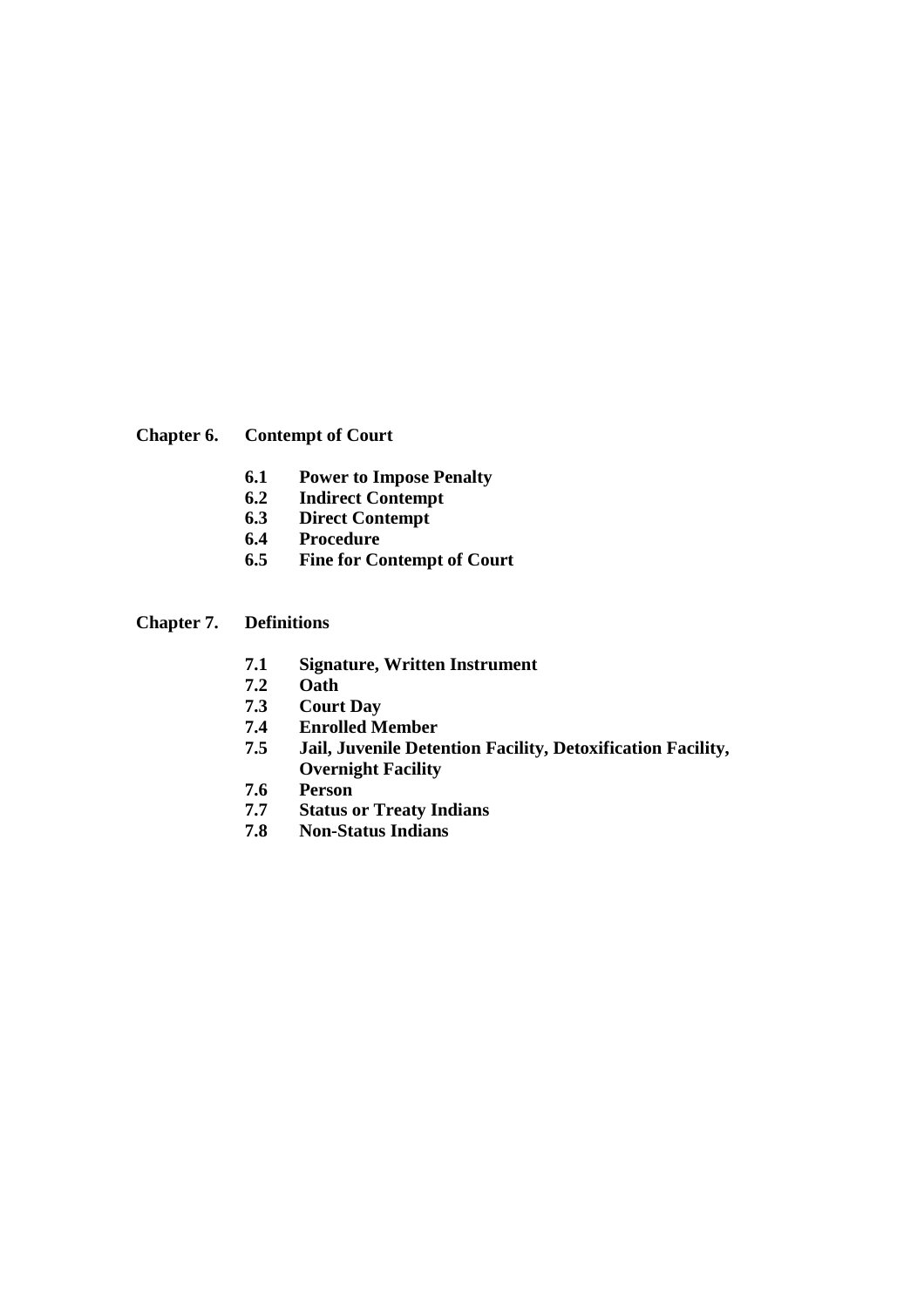**Chapter 6. Contempt of Court**

- **6.1 Power to Impose Penalty**
- **6.2 Indirect Contempt**
- **6.3 Direct Contempt**
- **6.4 Procedure**
- **6.5 Fine for Contempt of Court**

**Chapter 7. Definitions**

- **7.1 Signature, Written Instrument**
- **7.2 Oath**
- **7.3 Court Day**
- **7.4 Enrolled Member**
- **7.5 Jail, Juvenile Detention Facility, Detoxification Facility, Overnight Facility**
- **7.6 Person**
- **7.7 Status or Treaty Indians**
- **7.8 Non-Status Indians**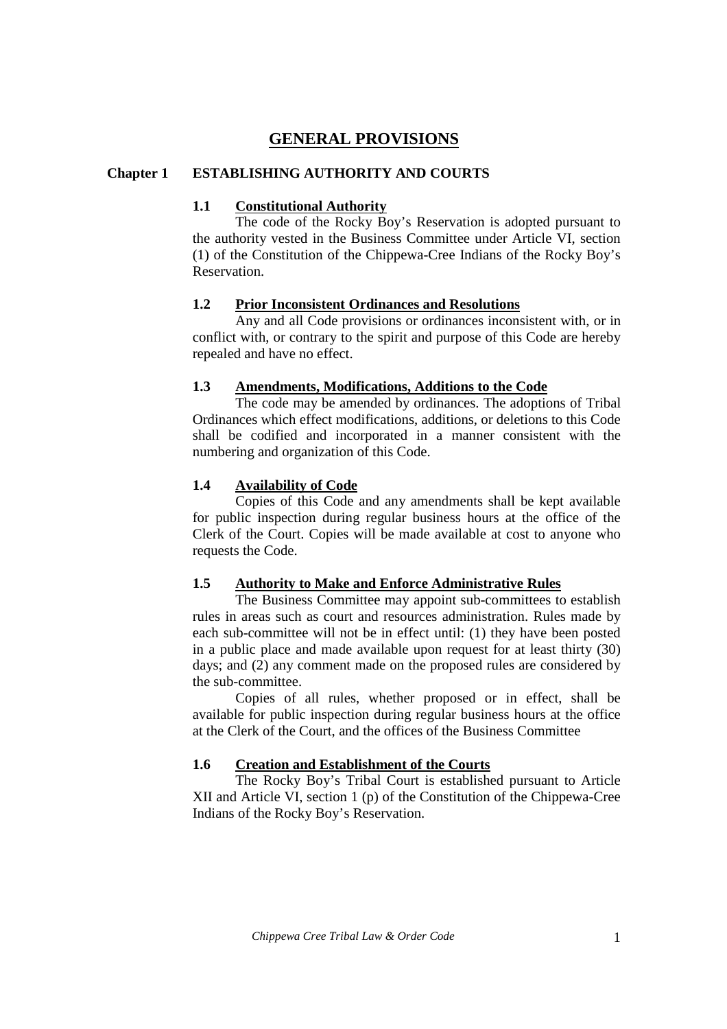# GENERAL PROVISIONS

## Chapter 1 ESTABLISHING AUTHORITY AND COURTS

### 1.1 Constitutional Authority

The code of the Rocky Boy's Reservation is adopted pursuant to the authority vested in the Business Committee under Article VI, section (1) of the Constitution of the Chippewa-Cree Indians of the Rocky Boy's Reservation.

### 1.2 Prior Inconsistent Ordinances and Resolutions

Any and all Code provisions or ordinances inconsistent with, or in conflict with, or contrary to the spirit and purpose of this Code are hereby repealed and have no effect.

### 1.3 Amendments, Modifications, Additions to the Code

The code may be amended by ordinances. The adoptions of Tribal Ordinances which effect modifications, additions, or deletions to this Code shall be codified and incorporated in a manner consistent with the numbering and organization of this Code.

### 1.4 Availability of Code

Copies of this Code and any amendments shall be kept available for public inspection during regular business hours at the office of the Clerk of the Court. Copies will be made available at cost to anyone who requests the Code.

### 1.5 Authority to Make and Enforce Administrative Rules

The Business Committee may appoint sub-committees to establish rules in areas such as court and resources administration. Rules made by each sub-committee will not be in effect until: (1) they have been posted in a public place and made available upon request for at least thirty (30) days; and (2) any comment made on the proposed rules are considered by the sub-committee.

Copies of all rules, whether proposed or in effect, shall be available for public inspection during regular business hours at the office at the Clerk of the Court, and the offices of the Business Committee

### 1.6 Creation and Establishment of the Courts

The Rocky Boy's Tribal Court is established pursuant to Article XII and Article VI, section 1 (p) of the Constitution of the Chippewa-Cree Indians of the Rocky Boy's Reservation.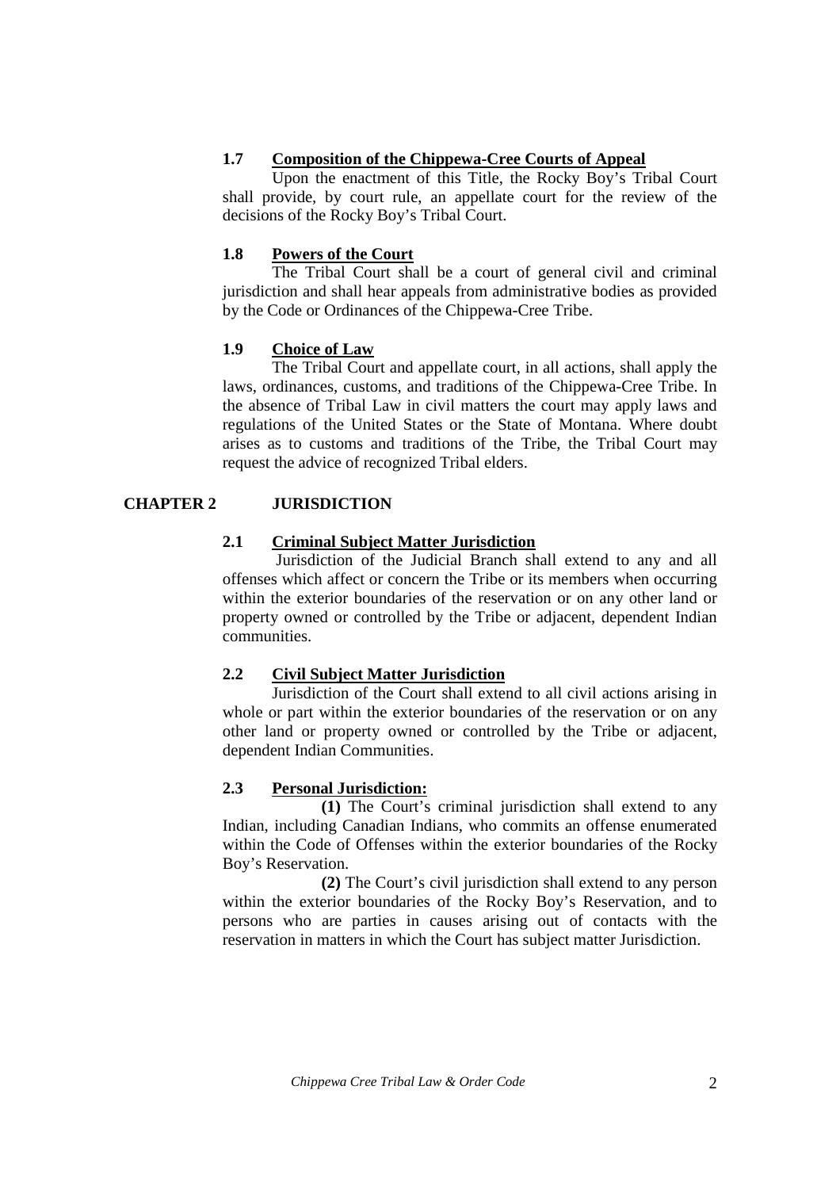### 1.7 Composition of the Chippewa-Cree Courts of Appeal

Upon the enactment of this Title, the Rocky Boy's Tribal Court shall provide, by court rule, an appellate court for the review of the decisions of the Rocky Boy's Tribal Court.

### 1.8 Powers of the Court

The Tribal Court shall be a court of general civil and criminal jurisdiction and shall hear appeals from administrative bodies as provided by the Code or Ordinances of the Chippewa-Cree Tribe.

### 1.9 Choice of Law

The Tribal Court and appellate court, in all actions, shall apply the laws, ordinances, customs, and traditions of the Chippewa-Cree Tribe. In the absence of Tribal Law in civil matters the court may apply laws and regulations of the United States or the State of Montana. Where doubt arises as to customs and traditions of the Tribe, the Tribal Court may request the advice of recognized Tribal elders.

## CHAPTER 2 JURISDICTION

### 2.1 Criminal Subject Matter Jurisdiction

Jurisdiction of the Judicial Branch shall extend to any and all offenses which affect or concern the Tribe or its members when occurring within the exterior boundaries of the reservation or on any other land or property owned or controlled by the Tribe or adjacent, dependent Indian communities.

### 2.2 Civil Subject Matter Jurisdiction

Jurisdiction of the Court shall extend to all civil actions arising in whole or part within the exterior boundaries of the reservation or on any other land or property owned or controlled by the Tribe or adjacent, dependent Indian Communities.

### 2.3 Personal Jurisdiction:

**(1)** The Court's criminal jurisdiction shall extend to any Indian, including Canadian Indians, who commits an offense enumerated within the Code of Offenses within the exterior boundaries of the Rocky Boy's Reservation.

**(2)** The Court's civil jurisdiction shall extend to any person within the exterior boundaries of the Rocky Boy's Reservation, and to persons who are parties in causes arising out of contacts with the reservation in matters in which the Court has subject matter Jurisdiction.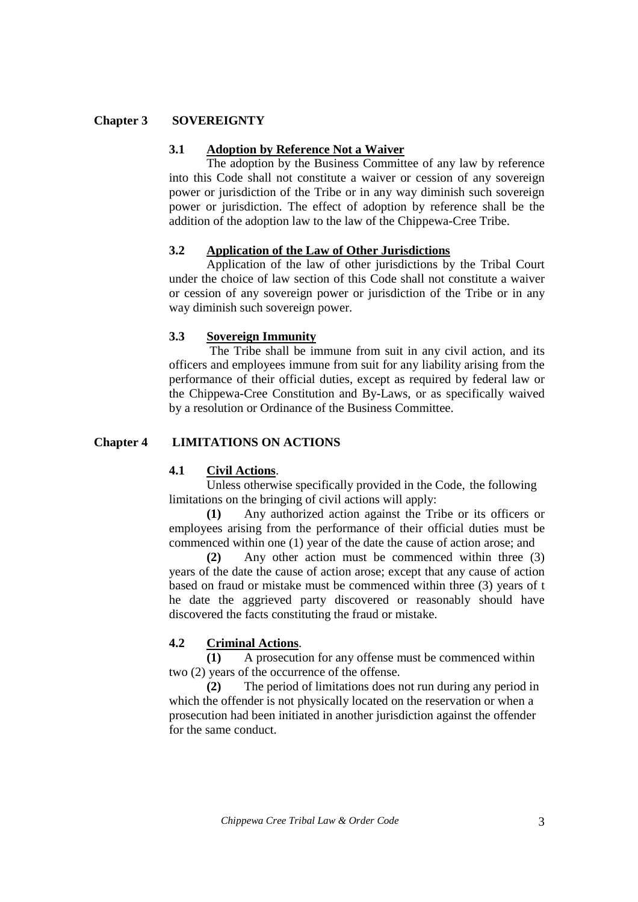## Chapter 3 SOVEREIGNTY

### 3.1 Adoption by Reference Not a Waiver

The adoption by the Business Committee of any law by reference into this Code shall not constitute a waiver or cession of any sovereign power or jurisdiction of the Tribe or in any way diminish such sovereign power or jurisdiction. The effect of adoption by reference shall be the addition of the adoption law to the law of the Chippewa-Cree Tribe.

### 3.2 Application of the Law of Other Jurisdictions

Application of the law of other jurisdictions by the Tribal Court under the choice of law section of this Code shall not constitute a waiver or cession of any sovereign power or jurisdiction of the Tribe or in any way diminish such sovereign power.

### 3.3 Sovereign Immunity

The Tribe shall be immune from suit in any civil action, and its officers and employees immune from suit for any liability arising from the performance of their official duties, except as required by federal law or the Chippewa-Cree Constitution and By-Laws, or as specifically waived by a resolution or Ordinance of the Business Committee.

## Chapter 4 LIMITATIONS ON ACTIONS

### 4.1 Civil Actions.

Unless otherwise specifically provided in the Code, the following limitations on the bringing of civil actions will apply:

**(1)** Any authorized action against the Tribe or its officers or employees arising from the performance of their official duties must be commenced within one (1) year of the date the cause of action arose; and

**(2)** Any other action must be commenced within three (3) years of the date the cause of action arose; except that any cause of action based on fraud or mistake must be commenced within three (3) years of t he date the aggrieved party discovered or reasonably should have discovered the facts constituting the fraud or mistake.

### 4.2 Criminal Actions.

**(1)** A prosecution for any offense must be commenced within two (2) years of the occurrence of the offense.

**(2)** The period of limitations does not run during any period in which the offender is not physically located on the reservation or when a prosecution had been initiated in another jurisdiction against the offender for the same conduct.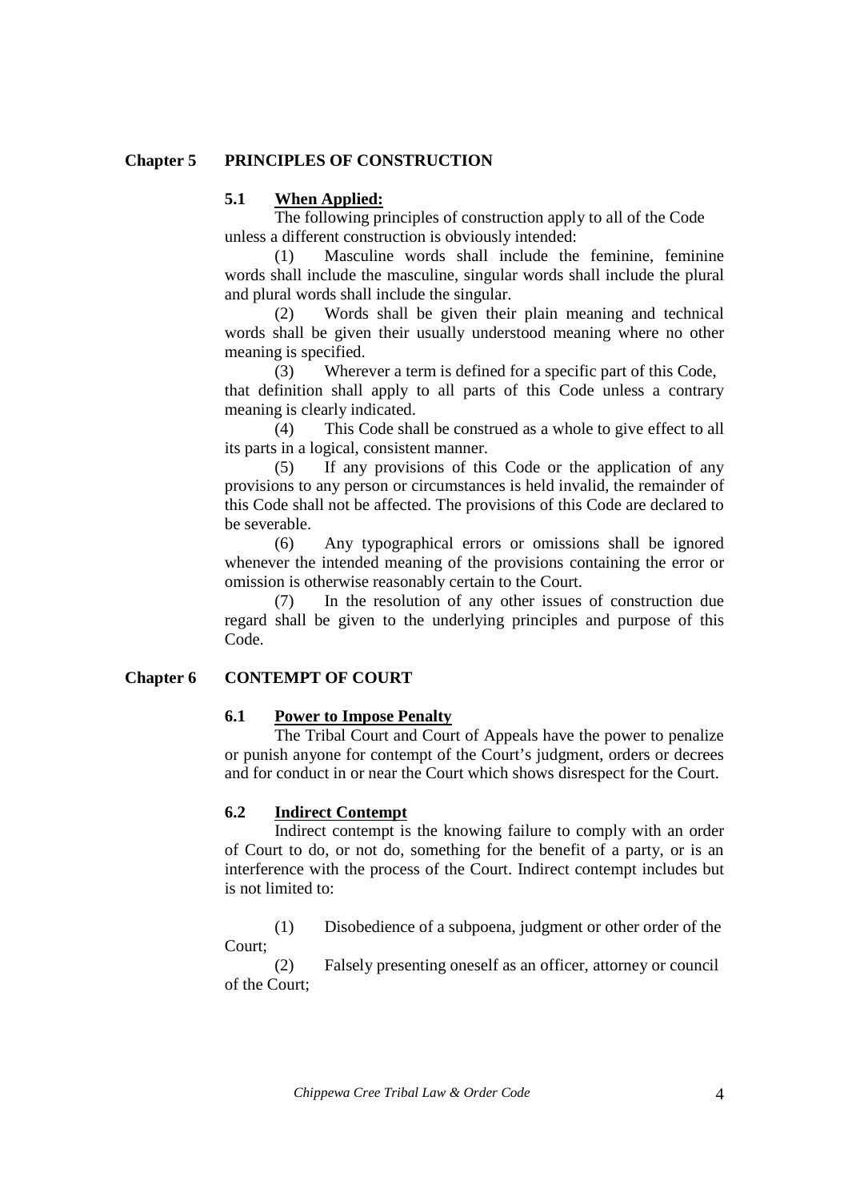## Chapter 5 PRINCIPLES OF CONSTRUCTION

### 5.1 When Applied:

The following principles of construction apply to all of the Code unless a different construction is obviously intended:

(1) Masculine words shall include the feminine, feminine words shall include the masculine, singular words shall include the plural and plural words shall include the singular.

(2) Words shall be given their plain meaning and technical words shall be given their usually understood meaning where no other meaning is specified.

(3) Wherever a term is defined for a specific part of this Code, that definition shall apply to all parts of this Code unless a contrary meaning is clearly indicated.

(4) This Code shall be construed as a whole to give effect to all its parts in a logical, consistent manner.

(5) If any provisions of this Code or the application of any provisions to any person or circumstances is held invalid, the remainder of this Code shall not be affected. The provisions of this Code are declared to be severable.

(6) Any typographical errors or omissions shall be ignored whenever the intended meaning of the provisions containing the error or omission is otherwise reasonably certain to the Court.

(7) In the resolution of any other issues of construction due regard shall be given to the underlying principles and purpose of this Code.

## Chapter 6 CONTEMPT OF COURT

### 6.1 Power to Impose Penalty

The Tribal Court and Court of Appeals have the power to penalize or punish anyone for contempt of the Court's judgment, orders or decrees and for conduct in or near the Court which shows disrespect for the Court.

### 6.2 Indirect Contempt

Indirect contempt is the knowing failure to comply with an order of Court to do, or not do, something for the benefit of a party, or is an interference with the process of the Court. Indirect contempt includes but is not limited to:

(1) Disobedience of a subpoena, judgment or other order of the Court;

(2) Falsely presenting oneself as an officer, attorney or council of the Court;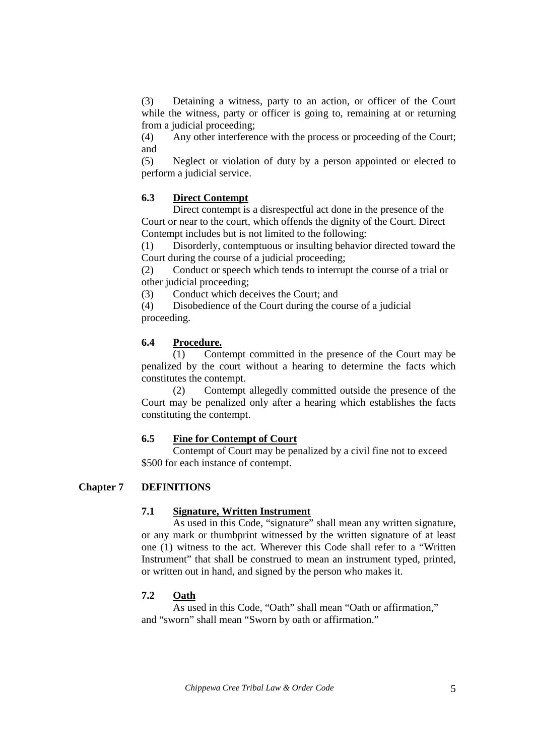(3) Detaining a witness, party to an action, or officer of the Court while the witness, party or officer is going to, remaining at or returning from a judicial proceeding;

(4) Any other interference with the process or proceeding of the Court; and

(5) Neglect or violation of duty by a person appointed or elected to perform a judicial service.

### 6.3 Direct Contempt

Direct contempt is a disrespectful act done in the presence of the Court or near to the court, which offends the dignity of the Court. Direct Contempt includes but is not limited to the following:

(1) Disorderly, contemptuous or insulting behavior directed toward the Court during the course of a judicial proceeding;

(2) Conduct or speech which tends to interrupt the course of a trial or other judicial proceeding;

(3) Conduct which deceives the Court; and

(4) Disobedience of the Court during the course of a judicial proceeding.

### 6.4 Procedure.

(1) Contempt committed in the presence of the Court may be penalized by the court without a hearing to determine the facts which constitutes the contempt.

(2) Contempt allegedly committed outside the presence of the Court may be penalized only after a hearing which establishes the facts constituting the contempt.

### 6.5 Fine for Contempt of Court

Contempt of Court may be penalized by a civil fine not to exceed $500 for each instance of contempt.

## Chapter 7 DEFINITIONS

### 7.1 Signature, Written Instrument

As used in this Code, "signature" shall mean any written signature, or any mark or thumbprint witnessed by the written signature of at least one (1) witness to the act. Wherever this Code shall refer to a "Written Instrument" that shall be construed to mean an instrument typed, printed, or written out in hand, and signed by the person who makes it.

### 7.2 Oath

As used in this Code, "Oath" shall mean "Oath or affirmation," and "sworn" shall mean "Sworn by oath or affirmation."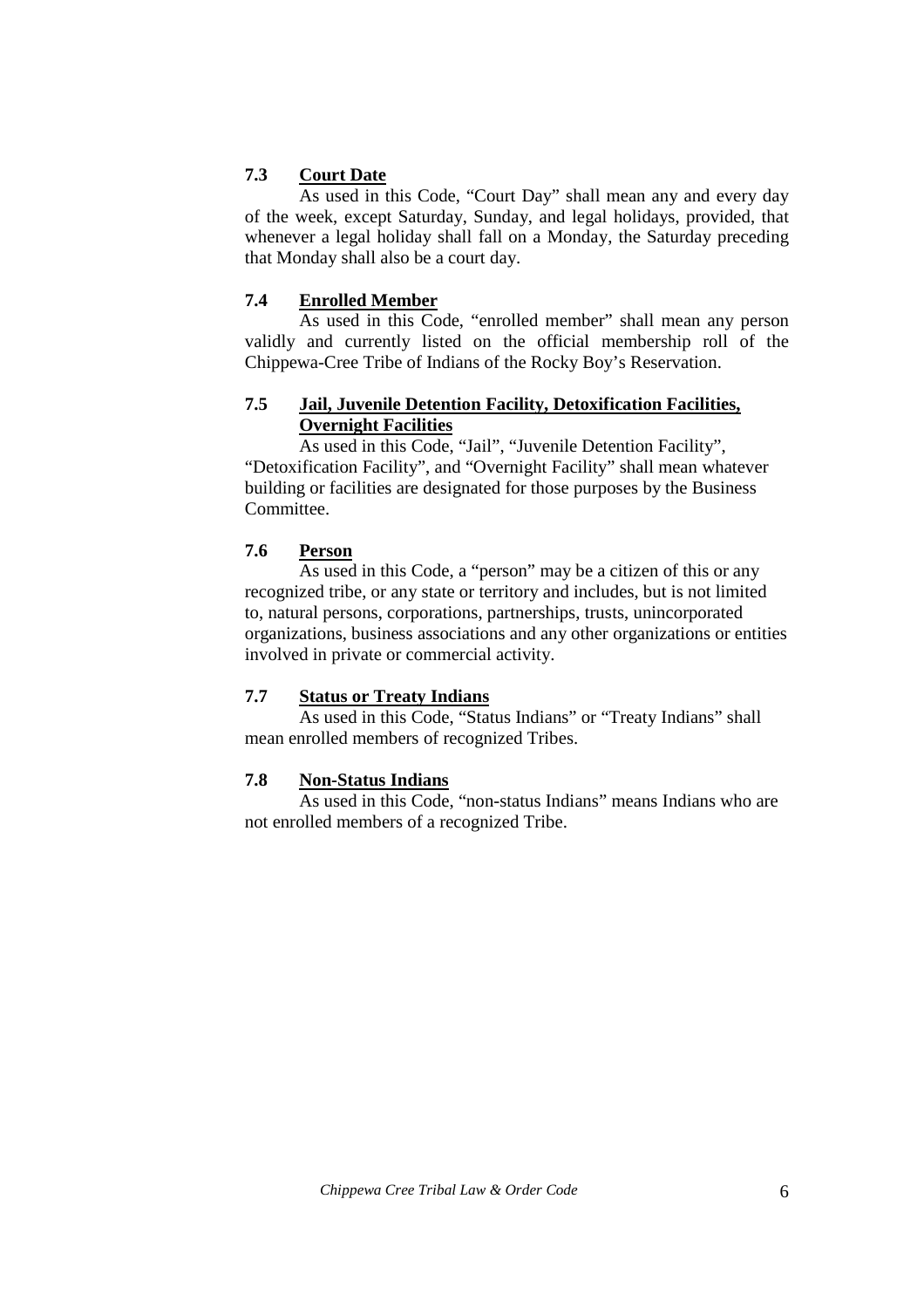### 7.3 Court Date

As used in this Code, "Court Day" shall mean any and every day of the week, except Saturday, Sunday, and legal holidays, provided, that whenever a legal holiday shall fall on a Monday, the Saturday preceding that Monday shall also be a court day.

### 7.4 Enrolled Member

As used in this Code, "enrolled member" shall mean any person validly and currently listed on the official membership roll of the Chippewa-Cree Tribe of Indians of the Rocky Boy's Reservation.

### 7.5 Jail, Juvenile Detention Facility, Detoxification Facilities, Overnight Facilities

As used in this Code, "Jail", "Juvenile Detention Facility", "Detoxification Facility", and "Overnight Facility" shall mean whatever building or facilities are designated for those purposes by the Business Committee.

### 7.6 Person

As used in this Code, a "person" may be a citizen of this or any recognized tribe, or any state or territory and includes, but is not limited to, natural persons, corporations, partnerships, trusts, unincorporated organizations, business associations and any other organizations or entities involved in private or commercial activity.

### 7.7 Status or Treaty Indians

As used in this Code, "Status Indians" or "Treaty Indians" shall mean enrolled members of recognized Tribes.

### 7.8 Non-Status Indians

As used in this Code, "non-status Indians" means Indians who are not enrolled members of a recognized Tribe.